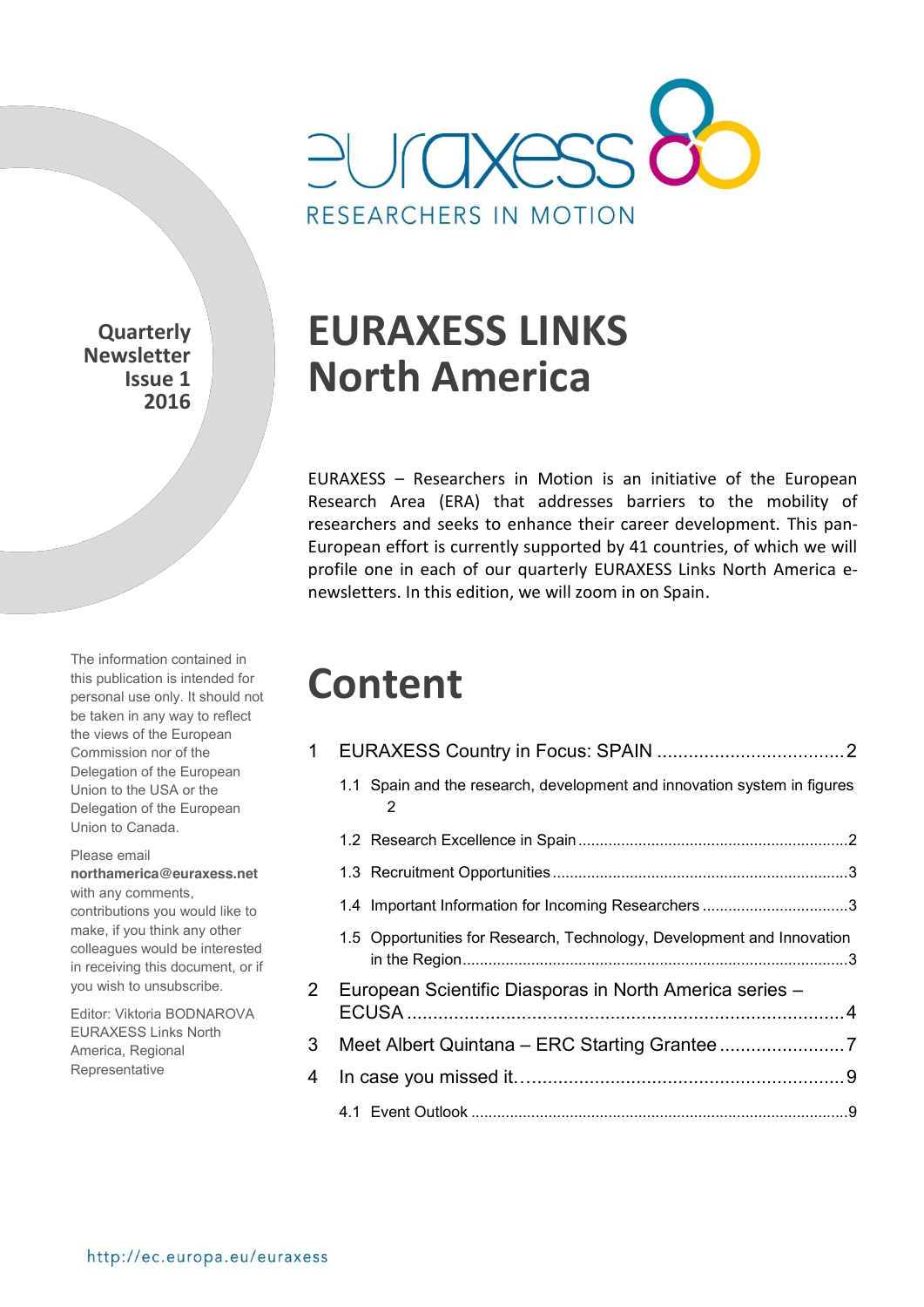euraxess

RESEARCHERS IN MOTION

**Quarterly Newsletter Issue 1 2016**

# EURAXESS LINKS North America

EURAXESS – Researchers in Motion is an initiative of the European Research Area (ERA) that addresses barriers to the mobility of researchers and seeks to enhance their career development. This pan-European effort is currently supported by 41 countries, of which we will profile one in each of our quarterly EURAXESS Links North America e-newsletters. In this edition, we will zoom in on Spain.

# Content

1 EURAXESS Country in Focus: SPAIN .................................... 2

- 1.1 Spain and the research, development and innovation system in figures 2
- 1.2 Research Excellence in Spain .................................... 2
- 1.3 Recruitment Opportunities .................................... 3
- 1.4 Important Information for Incoming Researchers .................................... 3
- 1.5 Opportunities for Research, Technology, Development and Innovation in the Region .................................... 3

2 European Scientific Diasporas in North America series – ECUSA .................................... 4

3 Meet Albert Quintana – ERC Starting Grantee .................................... 7

4 In case you missed it… .................................... 9

- 4.1 Event Outlook .................................... 9

The information contained in this publication is intended for personal use only. It should not be taken in any way to reflect the views of the European Commission nor of the Delegation of the European Union to the USA or the Delegation of the European Union to Canada.

Please email **northamerica@euraxess.net** with any comments, contributions you would like to make, if you think any other colleagues would be interested in receiving this document, or if you wish to unsubscribe.

Editor: Viktoria BODNAROVA EURAXESS Links North America, Regional Representative

http://ec.europa.eu/euraxess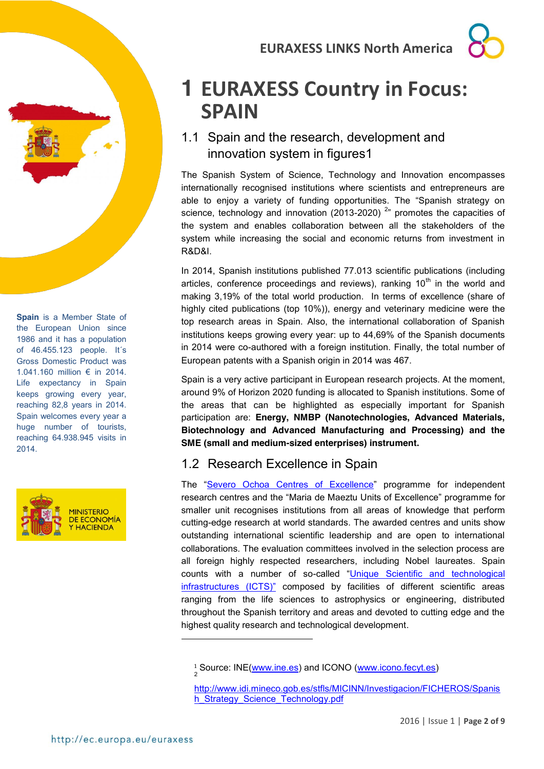# 1 EURAXESS Country in Focus: SPAIN

**Spain** is a Member State of the European Union since 1986 and it has a population of 46.455.123 people. It´s Gross Domestic Product was 1.041.160 million € in 2014. Life expectancy in Spain keeps growing every year, reaching 82,8 years in 2014. Spain welcomes every year a huge number of tourists, reaching 64.938.945 visits in 2014.

MINISTERIO DE ECONOMÍA Y HACIENDA

## 1.1 Spain and the research, development and innovation system in figures[1]

The Spanish System of Science, Technology and Innovation encompasses internationally recognised institutions where scientists and entrepreneurs are able to enjoy a variety of funding opportunities. The "Spanish strategy on science, technology and innovation (2013-2020) [2]" promotes the capacities of the system and enables collaboration between all the stakeholders of the system while increasing the social and economic returns from investment in R&D&I.

In 2014, Spanish institutions published 77.013 scientific publications (including articles, conference proceedings and reviews), ranking 10th in the world and making 3,19% of the total world production. In terms of excellence (share of highly cited publications (top 10%)), energy and veterinary medicine were the top research areas in Spain. Also, the international collaboration of Spanish institutions keeps growing every year: up to 44,69% of the Spanish documents in 2014 were co-authored with a foreign institution. Finally, the total number of European patents with a Spanish origin in 2014 was 467.

Spain is a very active participant in European research projects. At the moment, around 9% of Horizon 2020 funding is allocated to Spanish institutions. Some of the areas that can be highlighted as especially important for Spanish participation are: **Energy, NMBP (Nanotechnologies, Advanced Materials, Biotechnology and Advanced Manufacturing and Processing) and the SME (small and medium-sized enterprises) instrument.**

## 1.2 Research Excellence in Spain

The "[Severo Ochoa Centres of Excellence]" programme for independent research centres and the "Maria de Maeztu Units of Excellence" programme for smaller unit recognises institutions from all areas of knowledge that perform cutting-edge research at world standards. The awarded centres and units show outstanding international scientific leadership and are open to international collaborations. The evaluation committees involved in the selection process are all foreign highly respected researchers, including Nobel laureates. Spain counts with a number of so-called "[Unique Scientific and technological infrastructures (ICTS)]" composed by facilities of different scientific areas ranging from the life sciences to astrophysics or engineering, distributed throughout the Spanish territory and areas and devoted to cutting edge and the highest quality research and technological development.

---

[1] Source: INE(www.ine.es) and ICONO (www.icono.fecyt.es)

[2] http://www.idi.mineco.gob.es/stfls/MICINN/Investigacion/FICHEROS/Spanish_Strategy_Science_Technology.pdf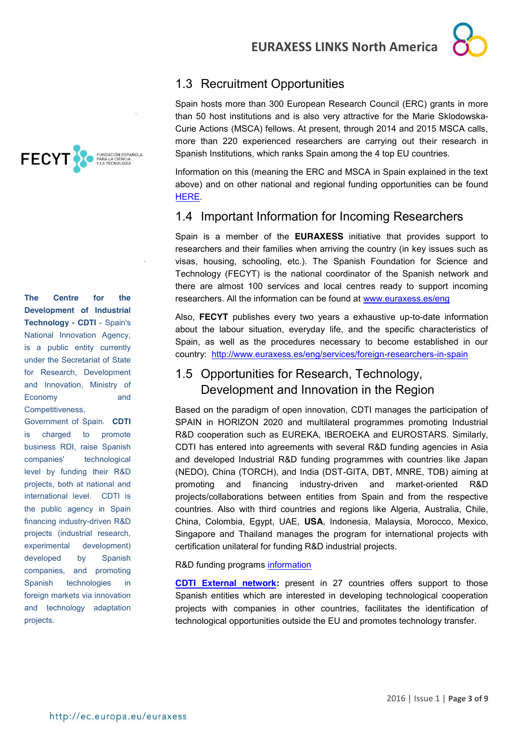## 1.3 Recruitment Opportunities

Spain hosts more than 300 European Research Council (ERC) grants in more than 50 host institutions and is also very attractive for the Marie Sklodowska-Curie Actions (MSCA) fellows. At present, through 2014 and 2015 MSCA calls, more than 220 experienced researchers are carrying out their research in Spanish Institutions, which ranks Spain among the 4 top EU countries.

Information on this (meaning the ERC and MSCA in Spain explained in the text above) and on other national and regional funding opportunities can be found HERE.

## 1.4 Important Information for Incoming Researchers

Spain is a member of the **EURAXESS** initiative that provides support to researchers and their families when arriving the country (in key issues such as visas, housing, schooling, etc.). The Spanish Foundation for Science and Technology (FECYT) is the national coordinator of the Spanish network and there are almost 100 services and local centres ready to support incoming researchers. All the information can be found at www.euraxess.es/eng

Also, **FECYT** publishes every two years a exhaustive up-to-date information about the labour situation, everyday life, and the specific characteristics of Spain, as well as the procedures necessary to become established in our country: http://www.euraxess.es/eng/services/foreign-researchers-in-spain

## 1.5 Opportunities for Research, Technology, Development and Innovation in the Region

Based on the paradigm of open innovation, CDTI manages the participation of SPAIN in HORIZON 2020 and multilateral programmes promoting Industrial R&D cooperation such as EUREKA, IBEROEKA and EUROSTARS. Similarly, CDTI has entered into agreements with several R&D funding agencies in Asia and developed Industrial R&D funding programmes with countries like Japan (NEDO), China (TORCH), and India (DST-GITA, DBT, MNRE, TDB) aiming at promoting and financing industry-driven and market-oriented R&D projects/collaborations between entities from Spain and from the respective countries. Also with third countries and regions like Algeria, Australia, Chile, China, Colombia, Egypt, UAE, **USA**, Indonesia, Malaysia, Morocco, Mexico, Singapore and Thailand manages the program for international projects with certification unilateral for funding R&D industrial projects.

R&D funding programs information

**CDTI External network:** present in 27 countries offers support to those Spanish entities which are interested in developing technological cooperation projects with companies in other countries, facilitates the identification of technological opportunities outside the EU and promotes technology transfer.

FECYT FUNDACIÓN ESPAÑOLA PARA LA CIENCIA Y LA TECNOLOGÍA

**The Centre for the Development of Industrial Technology - CDTI** - Spain's National Innovation Agency, is a public entity currently under the Secretariat of State for Research, Development and Innovation, Ministry of Economy and Competitiveness, Government of Spain. **CDTI** is charged to promote business RDI, raise Spanish companies' technological level by funding their R&D projects, both at national and international level. CDTI is the public agency in Spain financing industry-driven R&D projects (industrial research, experimental development) developed by Spanish companies, and promoting Spanish technologies in foreign markets via innovation and technology adaptation projects.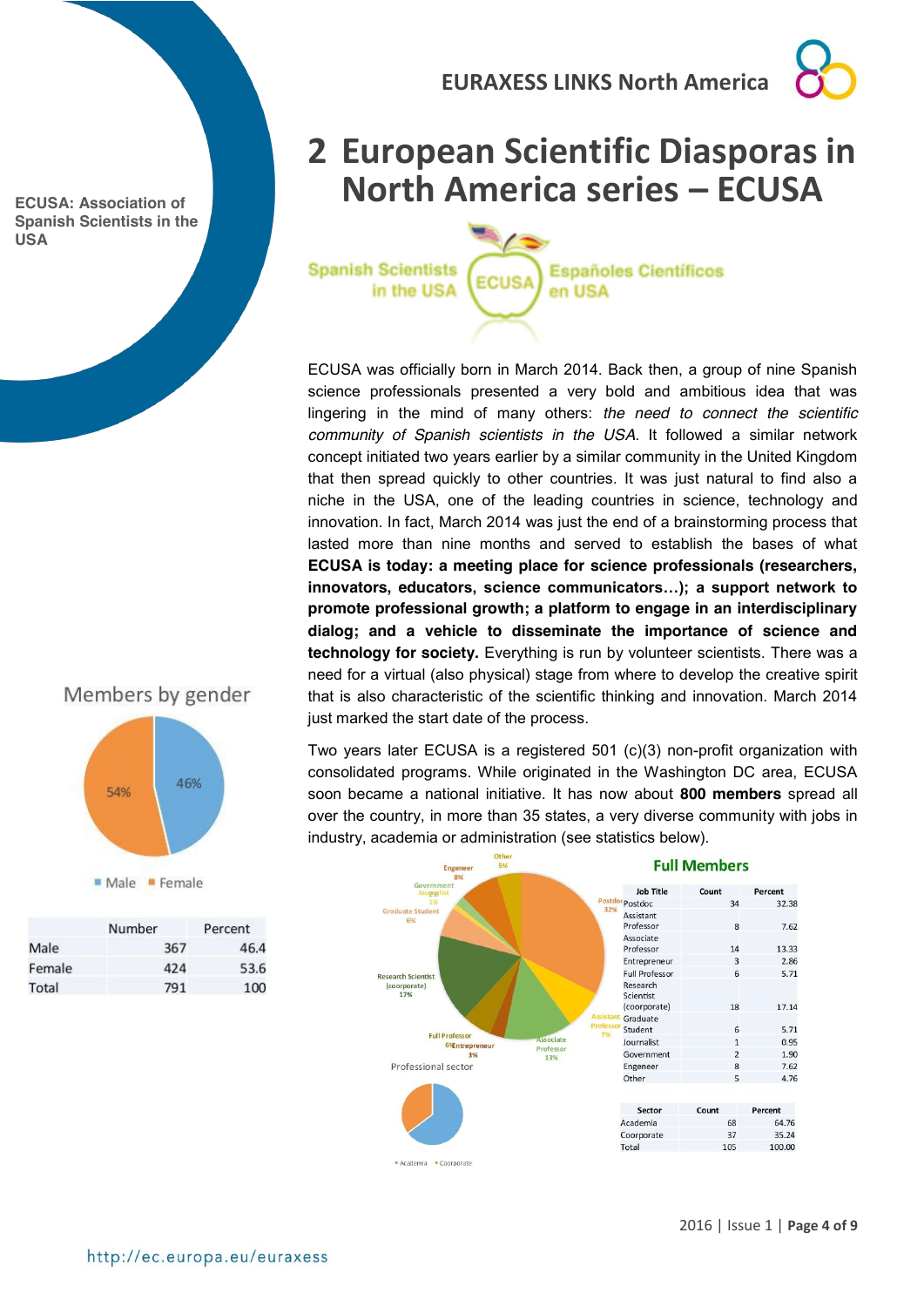ECUSA: Association of Spanish Scientists in the USA

# 2 European Scientific Diasporas in North America series – ECUSA

Spanish Scientists in the USA — ECUSA — Españoles Científicos en USA

ECUSA was officially born in March 2014. Back then, a group of nine Spanish science professionals presented a very bold and ambitious idea that was lingering in the mind of many others: *the need to connect the scientific community of Spanish scientists in the USA.* It followed a similar network concept initiated two years earlier by a similar community in the United Kingdom that then spread quickly to other countries. It was just natural to find also a niche in the USA, one of the leading countries in science, technology and innovation. In fact, March 2014 was just the end of a brainstorming process that lasted more than nine months and served to establish the bases of what **ECUSA is today: a meeting place for science professionals (researchers, innovators, educators, science communicators…); a support network to promote professional growth; a platform to engage in an interdisciplinary dialog; and a vehicle to disseminate the importance of science and technology for society.** Everything is run by volunteer scientists. There was a need for a virtual (also physical) stage from where to develop the creative spirit that is also characteristic of the scientific thinking and innovation. March 2014 just marked the start date of the process.

Two years later ECUSA is a registered 501 (c)(3) non-profit organization with consolidated programs. While originated in the Washington DC area, ECUSA soon became a national initiative. It has now about **800 members** spread all over the country, in more than 35 states, a very diverse community with jobs in industry, academia or administration (see statistics below).

Members by gender

Male 46% · Female 54%

| | Number | Percent |
|---|---|---|
| Male | 367 | 46.4 |
| Female | 424 | 53.6 |
| Total | 791 | 100 |

**Full Members**

Postdoc 32% · Assistant Professor 7% · Associate Professor 13% · Entrepreneur 3% · Full Professor 6% · Research Scientist (coorporate) 17% · Graduate Student 6% · Journalist 1% · Government 2% · Engeneer 8% · Other 5%

| Job Title | Count | Percent |
|---|---|---|
| Postdoc | 34 | 32.38 |
| Assistant Professor | 8 | 7.62 |
| Associate Professor | 14 | 13.33 |
| Entrepreneur | 3 | 2.86 |
| Full Professor | 6 | 5.71 |
| Research Scientist (corporate) | 18 | 17.14 |
| Graduate Student | 6 | 5.71 |
| Journalist | 1 | 0.95 |
| Government | 2 | 1.90 |
| Engeneer | 8 | 7.62 |
| Other | 5 | 4.76 |

Professional sector

Academia · Coorporate

| Sector | Count | Percent |
|---|---|---|
| Academia | 68 | 64.76 |
| Coorporate | 37 | 35.24 |
| Total | 105 | 100.00 |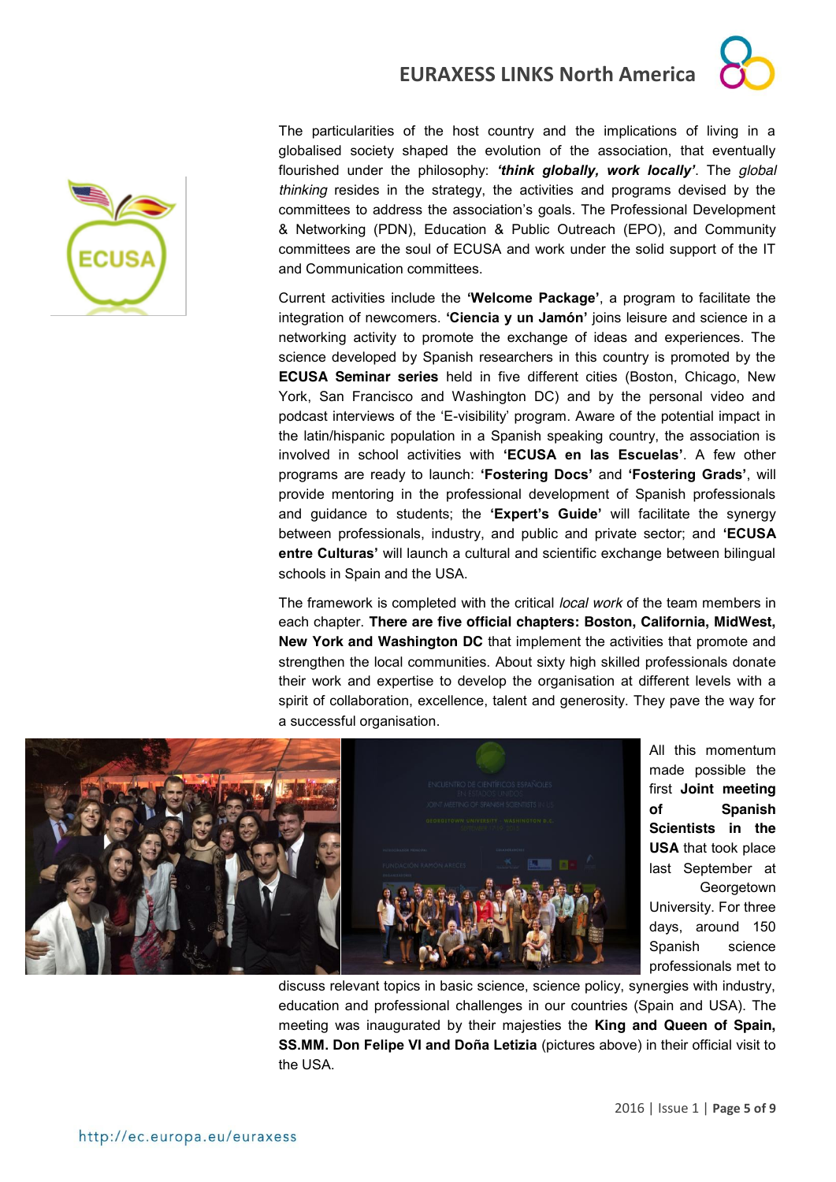The particularities of the host country and the implications of living in a globalised society shaped the evolution of the association, that eventually flourished under the philosophy: ***'think globally, work locally'***. The *global thinking* resides in the strategy, the activities and programs devised by the committees to address the association's goals. The Professional Development & Networking (PDN), Education & Public Outreach (EPO), and Community committees are the soul of ECUSA and work under the solid support of the IT and Communication committees.

Current activities include the **'Welcome Package'**, a program to facilitate the integration of newcomers. **'Ciencia y un Jamón'** joins leisure and science in a networking activity to promote the exchange of ideas and experiences. The science developed by Spanish researchers in this country is promoted by the **ECUSA Seminar series** held in five different cities (Boston, Chicago, New York, San Francisco and Washington DC) and by the personal video and podcast interviews of the 'E-visibility' program. Aware of the potential impact in the latin/hispanic population in a Spanish speaking country, the association is involved in school activities with **'ECUSA en las Escuelas'**. A few other programs are ready to launch: **'Fostering Docs'** and **'Fostering Grads'**, will provide mentoring in the professional development of Spanish professionals and guidance to students; the **'Expert's Guide'** will facilitate the synergy between professionals, industry, and public and private sector; and **'ECUSA entre Culturas'** will launch a cultural and scientific exchange between bilingual schools in Spain and the USA.

The framework is completed with the critical *local work* of the team members in each chapter. **There are five official chapters: Boston, California, MidWest, New York and Washington DC** that implement the activities that promote and strengthen the local communities. About sixty high skilled professionals donate their work and expertise to develop the organisation at different levels with a spirit of collaboration, excellence, talent and generosity. They pave the way for a successful organisation.

All this momentum made possible the first **Joint meeting of Spanish Scientists in the USA** that took place last September at Georgetown University. For three days, around 150 Spanish science professionals met to discuss relevant topics in basic science, science policy, synergies with industry, education and professional challenges in our countries (Spain and USA). The meeting was inaugurated by their majesties the **King and Queen of Spain, SS.MM. Don Felipe VI and Doña Letizia** (pictures above) in their official visit to the USA.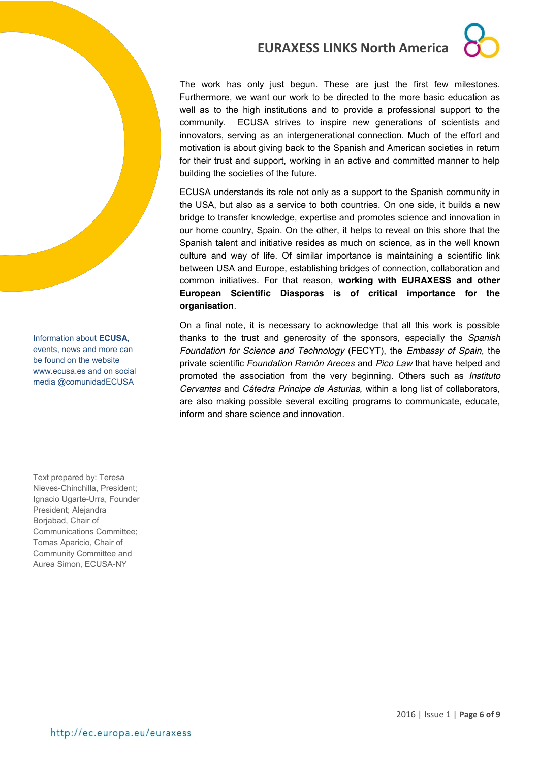The work has only just begun. These are just the first few milestones. Furthermore, we want our work to be directed to the more basic education as well as to the high institutions and to provide a professional support to the community. ECUSA strives to inspire new generations of scientists and innovators, serving as an intergenerational connection. Much of the effort and motivation is about giving back to the Spanish and American societies in return for their trust and support, working in an active and committed manner to help building the societies of the future.

ECUSA understands its role not only as a support to the Spanish community in the USA, but also as a service to both countries. On one side, it builds a new bridge to transfer knowledge, expertise and promotes science and innovation in our home country, Spain. On the other, it helps to reveal on this shore that the Spanish talent and initiative resides as much on science, as in the well known culture and way of life. Of similar importance is maintaining a scientific link between USA and Europe, establishing bridges of connection, collaboration and common initiatives. For that reason, **working with EURAXESS and other European Scientific Diasporas is of critical importance for the organisation**.

On a final note, it is necessary to acknowledge that all this work is possible thanks to the trust and generosity of the sponsors, especially the *Spanish Foundation for Science and Technology* (FECYT), the *Embassy of Spain*, the private scientific *Foundation Ramón Areces* and *Pico Law* that have helped and promoted the association from the very beginning. Others such as *Instituto Cervantes* and *Cátedra Principe de Asturias,* within a long list of collaborators, are also making possible several exciting programs to communicate, educate, inform and share science and innovation.

Information about **ECUSA**, events, news and more can be found on the website www.ecusa.es and on social media @comunidadECUSA

Text prepared by: Teresa Nieves-Chinchilla, President; Ignacio Ugarte-Urra, Founder President; Alejandra Borjabad, Chair of Communications Committee; Tomas Aparicio, Chair of Community Committee and Aurea Simon, ECUSA-NY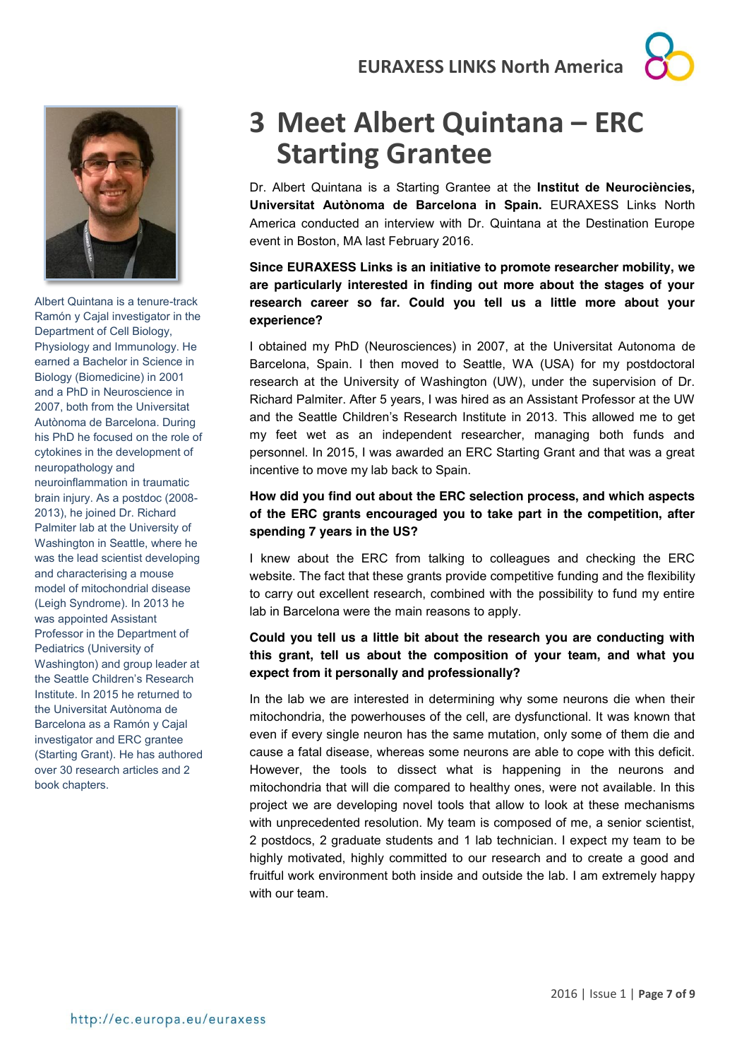# 3 Meet Albert Quintana – ERC Starting Grantee

Albert Quintana is a tenure-track Ramón y Cajal investigator in the Department of Cell Biology, Physiology and Immunology. He earned a Bachelor in Science in Biology (Biomedicine) in 2001 and a PhD in Neuroscience in 2007, both from the Universitat Autònoma de Barcelona. During his PhD he focused on the role of cytokines in the development of neuropathology and neuroinflammation in traumatic brain injury. As a postdoc (2008-2013), he joined Dr. Richard Palmiter lab at the University of Washington in Seattle, where he was the lead scientist developing and characterising a mouse model of mitochondrial disease (Leigh Syndrome). In 2013 he was appointed Assistant Professor in the Department of Pediatrics (University of Washington) and group leader at the Seattle Children's Research Institute. In 2015 he returned to the Universitat Autònoma de Barcelona as a Ramón y Cajal investigator and ERC grantee (Starting Grant). He has authored over 30 research articles and 2 book chapters.

Dr. Albert Quintana is a Starting Grantee at the **Institut de Neurociències, Universitat Autònoma de Barcelona in Spain.** EURAXESS Links North America conducted an interview with Dr. Quintana at the Destination Europe event in Boston, MA last February 2016.

**Since EURAXESS Links is an initiative to promote researcher mobility, we are particularly interested in finding out more about the stages of your research career so far. Could you tell us a little more about your experience?**

I obtained my PhD (Neurosciences) in 2007, at the Universitat Autonoma de Barcelona, Spain. I then moved to Seattle, WA (USA) for my postdoctoral research at the University of Washington (UW), under the supervision of Dr. Richard Palmiter. After 5 years, I was hired as an Assistant Professor at the UW and the Seattle Children's Research Institute in 2013. This allowed me to get my feet wet as an independent researcher, managing both funds and personnel. In 2015, I was awarded an ERC Starting Grant and that was a great incentive to move my lab back to Spain.

**How did you find out about the ERC selection process, and which aspects of the ERC grants encouraged you to take part in the competition, after spending 7 years in the US?**

I knew about the ERC from talking to colleagues and checking the ERC website. The fact that these grants provide competitive funding and the flexibility to carry out excellent research, combined with the possibility to fund my entire lab in Barcelona were the main reasons to apply.

**Could you tell us a little bit about the research you are conducting with this grant, tell us about the composition of your team, and what you expect from it personally and professionally?**

In the lab we are interested in determining why some neurons die when their mitochondria, the powerhouses of the cell, are dysfunctional. It was known that even if every single neuron has the same mutation, only some of them die and cause a fatal disease, whereas some neurons are able to cope with this deficit. However, the tools to dissect what is happening in the neurons and mitochondria that will die compared to healthy ones, were not available. In this project we are developing novel tools that allow to look at these mechanisms with unprecedented resolution. My team is composed of me, a senior scientist, 2 postdocs, 2 graduate students and 1 lab technician. I expect my team to be highly motivated, highly committed to our research and to create a good and fruitful work environment both inside and outside the lab. I am extremely happy with our team.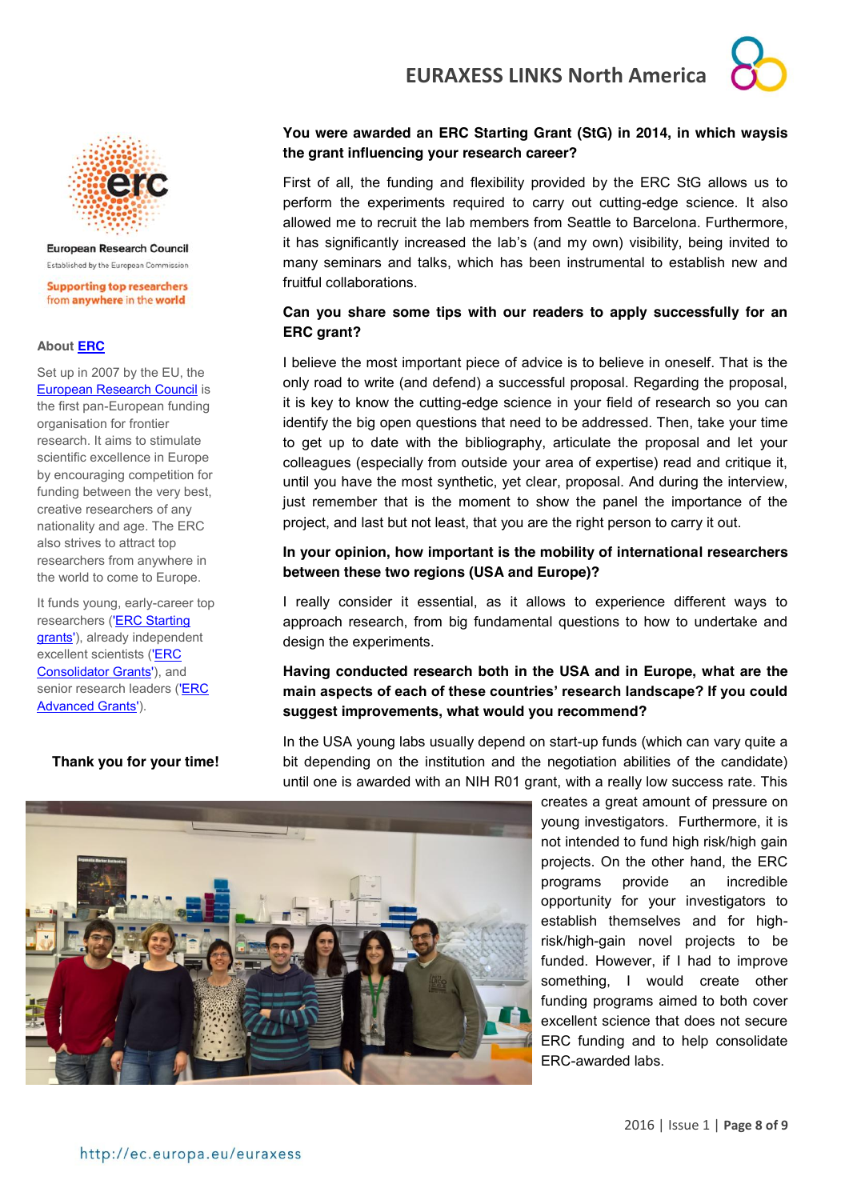**You were awarded an ERC Starting Grant (StG) in 2014, in which waysis the grant influencing your research career?**

First of all, the funding and flexibility provided by the ERC StG allows us to perform the experiments required to carry out cutting-edge science. It also allowed me to recruit the lab members from Seattle to Barcelona. Furthermore, it has significantly increased the lab's (and my own) visibility, being invited to many seminars and talks, which has been instrumental to establish new and fruitful collaborations.

**Can you share some tips with our readers to apply successfully for an ERC grant?**

I believe the most important piece of advice is to believe in oneself. That is the only road to write (and defend) a successful proposal. Regarding the proposal, it is key to know the cutting-edge science in your field of research so you can identify the big open questions that need to be addressed. Then, take your time to get up to date with the bibliography, articulate the proposal and let your colleagues (especially from outside your area of expertise) read and critique it, until you have the most synthetic, yet clear, proposal. And during the interview, just remember that is the moment to show the panel the importance of the project, and last but not least, that you are the right person to carry it out.

**In your opinion, how important is the mobility of international researchers between these two regions (USA and Europe)?**

I really consider it essential, as it allows to experience different ways to approach research, from big fundamental questions to how to undertake and design the experiments.

**Having conducted research both in the USA and in Europe, what are the main aspects of each of these countries' research landscape? If you could suggest improvements, what would you recommend?**

In the USA young labs usually depend on start-up funds (which can vary quite a bit depending on the institution and the negotiation abilities of the candidate) until one is awarded with an NIH R01 grant, with a really low success rate. This creates a great amount of pressure on young investigators. Furthermore, it is not intended to fund high risk/high gain projects. On the other hand, the ERC programs provide an incredible opportunity for your investigators to establish themselves and for high-risk/high-gain novel projects to be funded. However, if I had to improve something, I would create other funding programs aimed to both cover excellent science that does not secure ERC funding and to help consolidate ERC-awarded labs.

European Research Council
Established by the European Commission

Supporting top researchers from anywhere in the world

**About [ERC]**

Set up in 2007 by the EU, the [European Research Council] is the first pan-European funding organisation for frontier research. It aims to stimulate scientific excellence in Europe by encouraging competition for funding between the very best, creative researchers of any nationality and age. The ERC also strives to attract top researchers from anywhere in the world to come to Europe.

It funds young, early-career top researchers ('[ERC Starting grants]'), already independent excellent scientists ('[ERC Consolidator Grants]'), and senior research leaders ('[ERC Advanced Grants]').

**Thank you for your time!**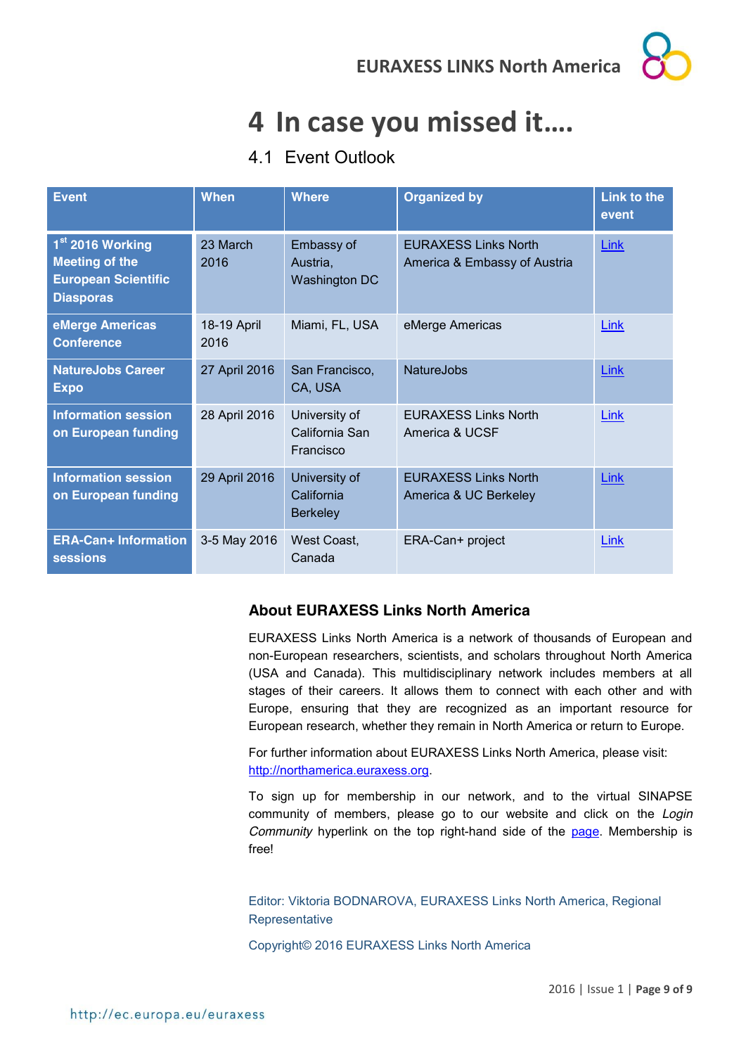# 4 In case you missed it….

## 4.1 Event Outlook

| Event | When | Where | Organized by | Link to the event |
|---|---|---|---|---|
| **1st 2016 Working Meeting of the European Scientific Diasporas** | 23 March 2016 | Embassy of Austria, Washington DC | EURAXESS Links North America & Embassy of Austria | Link |
| **eMerge Americas Conference** | 18-19 April 2016 | Miami, FL, USA | eMerge Americas | Link |
| **NatureJobs Career Expo** | 27 April 2016 | San Francisco, CA, USA | NatureJobs | Link |
| **Information session on European funding** | 28 April 2016 | University of California San Francisco | EURAXESS Links North America & UCSF | Link |
| **Information session on European funding** | 29 April 2016 | University of California Berkeley | EURAXESS Links North America & UC Berkeley | Link |
| **ERA-Can+ Information sessions** | 3-5 May 2016 | West Coast, Canada | ERA-Can+ project | Link |

### About EURAXESS Links North America

EURAXESS Links North America is a network of thousands of European and non-European researchers, scientists, and scholars throughout North America (USA and Canada). This multidisciplinary network includes members at all stages of their careers. It allows them to connect with each other and with Europe, ensuring that they are recognized as an important resource for European research, whether they remain in North America or return to Europe.

For further information about EURAXESS Links North America, please visit: http://northamerica.euraxess.org.

To sign up for membership in our network, and to the virtual SINAPSE community of members, please go to our website and click on the *Login Community* hyperlink on the top right-hand side of the page. Membership is free!

Editor: Viktoria BODNAROVA, EURAXESS Links North America, Regional Representative

Copyright© 2016 EURAXESS Links North America